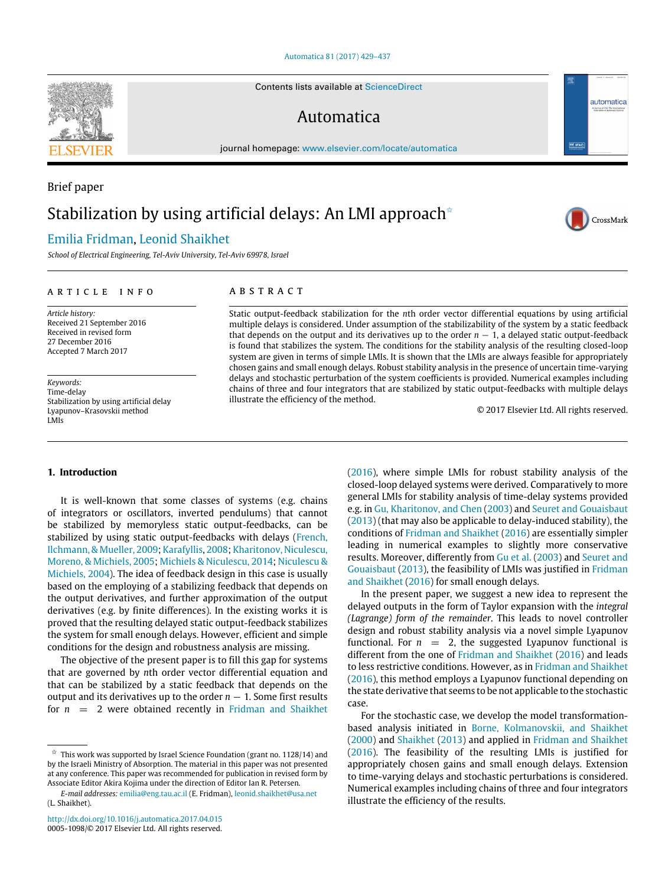Brief paper

# Stabilization by using artificial delays: An LMI approach☆

Emilia Fridman, Leonid Shaikhet

*School of Electrical Engineering, Tel-Aviv University, Tel-Aviv 69978, Israel*

ARTICLE INFO

*Article history:*
Received 21 September 2016
Received in revised form
27 December 2016
Accepted 7 March 2017

*Keywords:*
Time-delay
Stabilization by using artificial delay
Lyapunov–Krasovskii method
LMIs

ABSTRACT

Static output-feedback stabilization for the $n$th order vector differential equations by using artificial multiple delays is considered. Under assumption of the stabilizability of the system by a static feedback that depends on the output and its derivatives up to the order $n-1$, a delayed static output-feedback is found that stabilizes the system. The conditions for the stability analysis of the resulting closed-loop system are given in terms of simple LMIs. It is shown that the LMIs are always feasible for appropriately chosen gains and small enough delays. Robust stability analysis in the presence of uncertain time-varying delays and stochastic perturbation of the system coefficients is provided. Numerical examples including chains of three and four integrators that are stabilized by static output-feedbacks with multiple delays illustrate the efficiency of the method.

© 2017 Elsevier Ltd. All rights reserved.

## 1. Introduction

It is well-known that some classes of systems (e.g. chains of integrators or oscillators, inverted pendulums) that cannot be stabilized by memoryless static output-feedbacks, can be stabilized by using static output-feedbacks with delays (French, Ilchmann, & Mueller, 2009; Karafyllis, 2008; Kharitonov, Niculescu, Moreno, & Michiels, 2005; Michiels & Niculescu, 2014; Niculescu & Michiels, 2004). The idea of feedback design in this case is usually based on the employing of a stabilizing feedback that depends on the output derivatives, and further approximation of the output derivatives (e.g. by finite differences). In the existing works it is proved that the resulting delayed static output-feedback stabilizes the system for small enough delays. However, efficient and simple conditions for the design and robustness analysis are missing.

The objective of the present paper is to fill this gap for systems that are governed by $n$th order vector differential equation and that can be stabilized by a static feedback that depends on the output and its derivatives up to the order $n-1$. Some first results for $n = 2$ were obtained recently in Fridman and Shaikhet (2016), where simple LMIs for robust stability analysis of the closed-loop delayed systems were derived. Comparatively to more general LMIs for stability analysis of time-delay systems provided e.g. in Gu, Kharitonov, and Chen (2003) and Seuret and Gouaisbaut (2013) (that may also be applicable to delay-induced stability), the conditions of Fridman and Shaikhet (2016) are essentially simpler leading in numerical examples to slightly more conservative results. Moreover, differently from Gu et al. (2003) and Seuret and Gouaisbaut (2013), the feasibility of LMIs was justified in Fridman and Shaikhet (2016) for small enough delays.

In the present paper, we suggest a new idea to represent the delayed outputs in the form of Taylor expansion with the *integral (Lagrange) form of the remainder*. This leads to novel controller design and robust stability analysis via a novel simple Lyapunov functional. For $n = 2$, the suggested Lyapunov functional is different from the one of Fridman and Shaikhet (2016) and leads to less restrictive conditions. However, as in Fridman and Shaikhet (2016), this method employs a Lyapunov functional depending on the state derivative that seems to be not applicable to the stochastic case.

For the stochastic case, we develop the model transformation-based analysis initiated in Borne, Kolmanovskii, and Shaikhet (2000) and Shaikhet (2013) and applied in Fridman and Shaikhet (2016). The feasibility of the resulting LMIs is justified for appropriately chosen gains and small enough delays. Extension to time-varying delays and stochastic perturbations is considered. Numerical examples including chains of three and four integrators illustrate the efficiency of the results.

☆ This work was supported by Israel Science Foundation (grant no. 1128/14) and by the Israeli Ministry of Absorption. The material in this paper was not presented at any conference. This paper was recommended for publication in revised form by Associate Editor Akira Kojima under the direction of Editor Ian R. Petersen.

*E-mail addresses:* emilia@eng.tau.ac.il (E. Fridman), leonid.shaikhet@usa.net (L. Shaikhet).

http://dx.doi.org/10.1016/j.automatica.2017.04.015
0005-1098/© 2017 Elsevier Ltd. All rights reserved.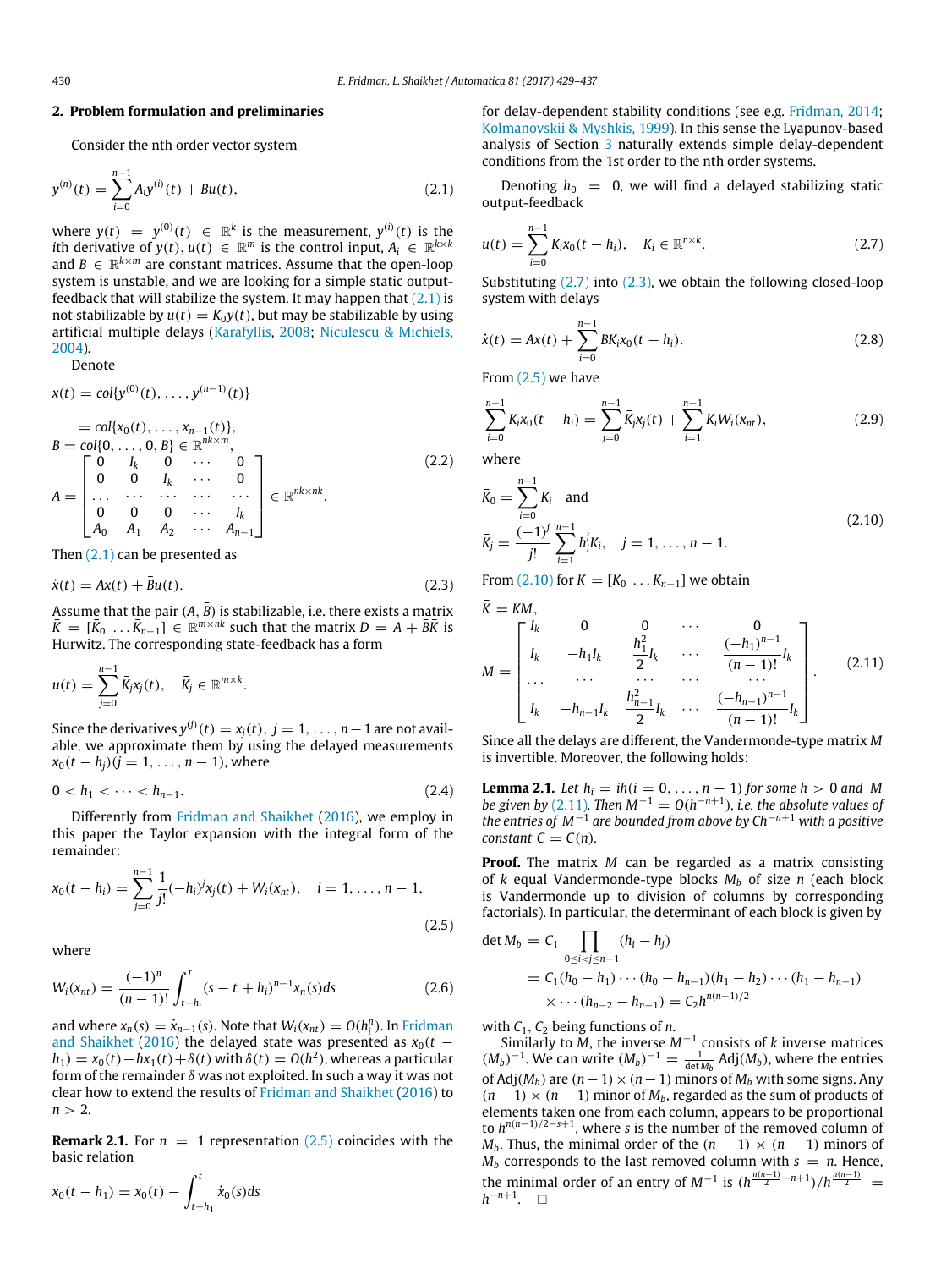## 2. Problem formulation and preliminaries

Consider the nth order vector system

$$y^{(n)}(t) = \sum_{i=0}^{n-1} A_i y^{(i)}(t) + Bu(t), \tag{2.1}$$

where $y(t) = y^{(0)}(t) \in \mathbb{R}^k$ is the measurement, $y^{(i)}(t)$ is the $i$th derivative of $y(t)$, $u(t) \in \mathbb{R}^m$ is the control input, $A_i \in \mathbb{R}^{k\times k}$ and $B \in \mathbb{R}^{k\times m}$ are constant matrices. Assume that the open-loop system is unstable, and we are looking for a simple static output-feedback that will stabilize the system. It may happen that (2.1) is not stabilizable by $u(t) = K_0 y(t)$, but may be stabilizable by using artificial multiple delays (Karafyllis, 2008; Niculescu & Michiels, 2004).

Denote

$$\begin{aligned}
x(t) &= col\{y^{(0)}(t), \ldots, y^{(n-1)}(t)\} \\
&= col\{x_0(t), \ldots, x_{n-1}(t)\}, \\
\bar{B} &= col\{0, \ldots, 0, B\} \in \mathbb{R}^{nk\times m}, \\
A &= \begin{bmatrix} 0 & I_k & 0 & \cdots & 0 \\ 0 & 0 & I_k & \cdots & 0 \\ \ldots & \cdots & \cdots & \cdots & \cdots \\ 0 & 0 & 0 & \cdots & I_k \\ A_0 & A_1 & A_2 & \cdots & A_{n-1} \end{bmatrix} \in \mathbb{R}^{nk\times nk}.
\end{aligned} \tag{2.2}$$

Then (2.1) can be presented as

$$\dot{x}(t) = Ax(t) + \bar{B}u(t). \tag{2.3}$$

Assume that the pair $(A, \bar{B})$ is stabilizable, i.e. there exists a matrix $\bar{K} = [\bar{K}_0 \ldots \bar{K}_{n-1}] \in \mathbb{R}^{m\times nk}$ such that the matrix $D = A + \bar{B}\bar{K}$ is Hurwitz. The corresponding state-feedback has a form

$$u(t) = \sum_{j=0}^{n-1} \bar{K}_j x_j(t), \quad \bar{K}_j \in \mathbb{R}^{m\times k}.$$

Since the derivatives $y^{(j)}(t) = x_j(t)$, $j = 1, \ldots, n-1$ are not available, we approximate them by using the delayed measurements $x_0(t - h_j)$ $(j = 1, \ldots, n-1)$, where

$$0 < h_1 < \cdots < h_{n-1}. \tag{2.4}$$

Differently from Fridman and Shaikhet (2016), we employ in this paper the Taylor expansion with the integral form of the remainder:

$$x_0(t - h_i) = \sum_{j=0}^{n-1} \frac{1}{j!}(-h_i)^j x_j(t) + W_i(x_{nt}), \quad i = 1, \ldots, n-1, \tag{2.5}$$

where

$$W_i(x_{nt}) = \frac{(-1)^n}{(n-1)!} \int_{t-h_i}^{t} (s - t + h_i)^{n-1} x_n(s) ds \tag{2.6}$$

and where $x_n(s) = \dot{x}_{n-1}(s)$. Note that $W_i(x_{nt}) = O(h_i^n)$. In Fridman and Shaikhet (2016) the delayed state was presented as $x_0(t - h_1) = x_0(t) - hx_1(t) + \delta(t)$ with $\delta(t) = O(h^2)$, whereas a particular form of the remainder $\delta$ was not exploited. In such a way it was not clear how to extend the results of Fridman and Shaikhet (2016) to $n > 2$.

**Remark 2.1.** For $n = 1$ representation (2.5) coincides with the basic relation

$$x_0(t - h_1) = x_0(t) - \int_{t-h_1}^{t} \dot{x}_0(s) ds$$

for delay-dependent stability conditions (see e.g. Fridman, 2014; Kolmanovskii & Myshkis, 1999). In this sense the Lyapunov-based analysis of Section 3 naturally extends simple delay-dependent conditions from the 1st order to the nth order systems.

Denoting $h_0 = 0$, we will find a delayed stabilizing static output-feedback

$$u(t) = \sum_{i=0}^{n-1} K_i x_0(t - h_i), \quad K_i \in \mathbb{R}^{r\times k}. \tag{2.7}$$

Substituting (2.7) into (2.3), we obtain the following closed-loop system with delays

$$\dot{x}(t) = Ax(t) + \sum_{i=0}^{n-1} \bar{B}K_i x_0(t - h_i). \tag{2.8}$$

From (2.5) we have

$$\sum_{i=0}^{n-1} K_i x_0(t - h_i) = \sum_{j=0}^{n-1} \bar{K}_j x_j(t) + \sum_{i=1}^{n-1} K_i W_i(x_{nt}), \tag{2.9}$$

where

$$\bar{K}_0 = \sum_{i=0}^{n-1} K_i \quad \text{and} \quad \bar{K}_j = \frac{(-1)^j}{j!} \sum_{i=1}^{n-1} h_i^j K_i, \quad j = 1, \ldots, n-1. \tag{2.10}$$

From (2.10) for $K = [K_0 \ldots K_{n-1}]$ we obtain

$$\bar{K} = KM,$$
$$M = \begin{bmatrix} I_k & 0 & 0 & \cdots & 0 \\ I_k & -h_1 I_k & \frac{h_1^2}{2} I_k & \cdots & \frac{(-h_1)^{n-1}}{(n-1)!} I_k \\ \ldots & \cdots & \cdots & \cdots & \cdots \\ I_k & -h_{n-1} I_k & \frac{h_{n-1}^2}{2} I_k & \cdots & \frac{(-h_{n-1})^{n-1}}{(n-1)!} I_k \end{bmatrix}. \tag{2.11}$$

Since all the delays are different, the Vandermonde-type matrix $M$ is invertible. Moreover, the following holds:

**Lemma 2.1.** *Let $h_i = ih$ $(i = 0, \ldots, n-1)$ for some $h > 0$ and $M$ be given by (2.11). Then $M^{-1} = O(h^{-n+1})$, i.e. the absolute values of the entries of $M^{-1}$ are bounded from above by $Ch^{-n+1}$ with a positive constant $C = C(n)$.*

**Proof.** The matrix $M$ can be regarded as a matrix consisting of $k$ equal Vandermonde-type blocks $M_b$ of size $n$ (each block is Vandermonde up to division of columns by corresponding factorials). In particular, the determinant of each block is given by

$$\begin{aligned}
\det M_b &= C_1 \prod_{0\le i<j\le n-1} (h_i - h_j) \\
&= C_1(h_0 - h_1)\cdots(h_0 - h_{n-1})(h_1 - h_2)\cdots(h_1 - h_{n-1}) \\
&\quad \times \cdots (h_{n-2} - h_{n-1}) = C_2 h^{n(n-1)/2}
\end{aligned}$$

with $C_1$, $C_2$ being functions of $n$.

Similarly to $M$, the inverse $M^{-1}$ consists of $k$ inverse matrices $(M_b)^{-1}$. We can write $(M_b)^{-1} = \frac{1}{\det M_b} \mathrm{Adj}(M_b)$, where the entries of $\mathrm{Adj}(M_b)$ are $(n-1)\times(n-1)$ minors of $M_b$ with some signs. Any $(n-1)\times(n-1)$ minor of $M_b$, regarded as the sum of products of elements taken one from each column, appears to be proportional to $h^{n(n-1)/2-s+1}$, where $s$ is the number of the removed column of $M_b$. Thus, the minimal order of the $(n-1)\times(n-1)$ minors of $M_b$ corresponds to the last removed column with $s = n$. Hence, the minimal order of an entry of $M^{-1}$ is $(h^{\frac{n(n-1)}{2}-n+1})/h^{\frac{n(n-1)}{2}} = h^{-n+1}$. □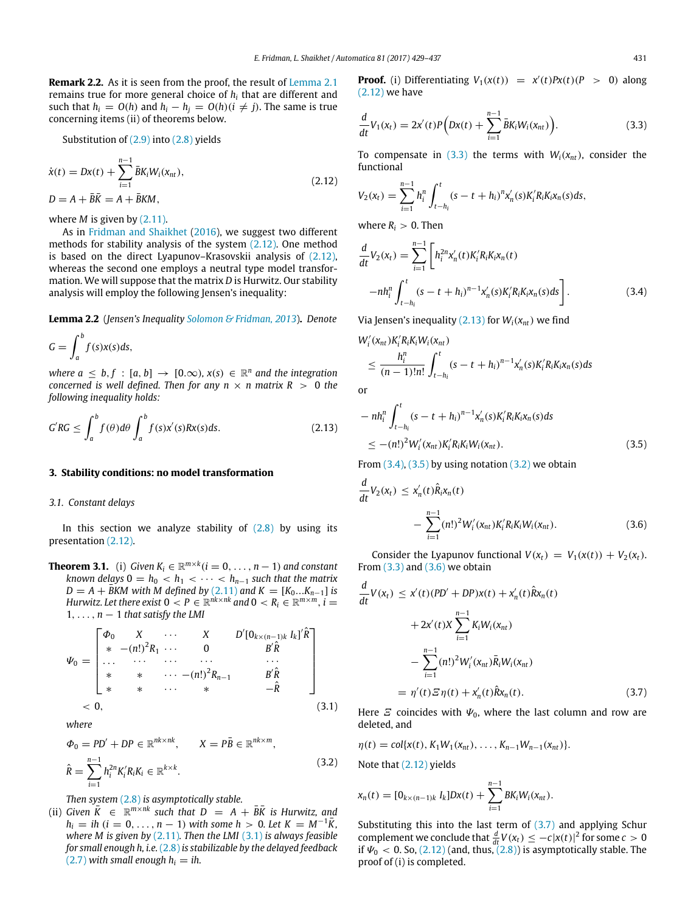**Remark 2.2.** As it is seen from the proof, the result of Lemma 2.1 remains true for more general choice of $h_i$ that are different and such that $h_i = O(h)$ and $h_i - h_j = O(h)(i \neq j)$. The same is true concerning items (ii) of theorems below.

Substitution of (2.9) into (2.8) yields

$$\dot{x}(t) = Dx(t) + \sum_{i=1}^{n-1} \bar{B}K_i W_i(x_{nt}),$$
$$D = A + \bar{B}\bar{K} = A + \bar{B}KM, \tag{2.12}$$

where $M$ is given by (2.11).

As in Fridman and Shaikhet (2016), we suggest two different methods for stability analysis of the system (2.12). One method is based on the direct Lyapunov–Krasovskii analysis of (2.12), whereas the second one employs a neutral type model transformation. We will suppose that the matrix $D$ is Hurwitz. Our stability analysis will employ the following Jensen's inequality:

**Lemma 2.2** (*Jensen's Inequality Solomon & Fridman, 2013*)**.** *Denote*

$$G = \int_a^b f(s)x(s)ds,$$

*where $a \leq b, f : [a, b] \to [0.\infty), x(s) \in \mathbb{R}^n$ and the integration concerned is well defined. Then for any $n \times n$ matrix $R > 0$ the following inequality holds:*

$$G'RG \leq \int_a^b f(\theta)d\theta \int_a^b f(s)x'(s)Rx(s)ds. \tag{2.13}$$

## 3. Stability conditions: no model transformation

### 3.1. Constant delays

In this section we analyze stability of (2.8) by using its presentation (2.12).

**Theorem 3.1.** (i) *Given $K_i \in \mathbb{R}^{m \times k}(i = 0, \ldots, n-1)$ and constant known delays $0 = h_0 < h_1 < \cdots < h_{n-1}$ such that the matrix $D = A + \bar{B}KM$ with $M$ defined by (2.11) and $K = [K_0 \ldots K_{n-1}]$ is Hurwitz. Let there exist $0 < P \in \mathbb{R}^{nk \times nk}$ and $0 < R_i \in \mathbb{R}^{m \times m}$, $i = 1, \ldots, n-1$ that satisfy the LMI*

$$\Psi_0 = \begin{bmatrix} \Phi_0 & X & \cdots & X & D'[0_{k \times (n-1)k}\ I_k]'\hat{R} \\ * & -(n!)^2 R_1 & \cdots & 0 & B'\hat{R} \\ \ldots & \cdots & \cdots & \cdots & \cdots \\ * & * & \cdots & -(n!)^2 R_{n-1} & B'\hat{R} \\ * & * & \cdots & * & -\hat{R} \end{bmatrix} < 0, \tag{3.1}$$

*where*

$$\Phi_0 = PD' + DP \in \mathbb{R}^{nk \times nk}, \qquad X = P\bar{B} \in \mathbb{R}^{nk \times m},$$
$$\hat{R} = \sum_{i=1}^{n-1} h_i^{2n} K_i' R_i K_i \in \mathbb{R}^{k \times k}. \tag{3.2}$$

*Then system (2.8) is asymptotically stable.*

(ii) *Given $\bar{K} \in \mathbb{R}^{m \times nk}$ such that $D = A + \bar{B}\bar{K}$ is Hurwitz, and $h_i = ih$ $(i = 0, \ldots, n-1)$ with some $h > 0$. Let $K = M^{-1}\bar{K}$, where $M$ is given by (2.11). Then the LMI (3.1) is always feasible for small enough $h$, i.e. (2.8) is stabilizable by the delayed feedback (2.7) with small enough $h_i = ih$.*

**Proof.** (i) Differentiating $V_1(x(t)) = x'(t)Px(t)(P > 0)$ along (2.12) we have

$$\frac{d}{dt}V_1(x_t) = 2x'(t)P\Big(Dx(t) + \sum_{i=1}^{n-1} \bar{B}K_i W_i(x_{nt})\Big). \tag{3.3}$$

To compensate in (3.3) the terms with $W_i(x_{nt})$, consider the functional

$$V_2(x_t) = \sum_{i=1}^{n-1} h_i^n \int_{t-h_i}^t (s - t + h_i)^n x_n'(s) K_i' R_i K_i x_n(s) ds,$$

where $R_i > 0$. Then

$$\frac{d}{dt}V_2(x_t) = \sum_{i=1}^{n-1}\Big[h_i^{2n} x_n'(t) K_i' R_i K_i x_n(t)$$
$$- nh_i^n \int_{t-h_i}^t (s - t + h_i)^{n-1} x_n'(s) K_i' R_i K_i x_n(s) ds\Big]. \tag{3.4}$$

Via Jensen's inequality (2.13) for $W_i(x_{nt})$ we find

$$W_i'(x_{nt}) K_i' R_i K_i W_i(x_{nt}) \leq \frac{h_i^n}{(n-1)!n!} \int_{t-h_i}^t (s - t + h_i)^{n-1} x_n'(s) K_i' R_i K_i x_n(s) ds$$

or

$$- nh_i^n \int_{t-h_i}^t (s - t + h_i)^{n-1} x_n'(s) K_i' R_i K_i x_n(s) ds \leq -(n!)^2 W_i'(x_{nt}) K_i' R_i K_i W_i(x_{nt}). \tag{3.5}$$

From (3.4), (3.5) by using notation (3.2) we obtain

$$\frac{d}{dt}V_2(x_t) \leq x_n'(t)\hat{R}x_n(t) - \sum_{i=1}^{n-1} (n!)^2 W_i'(x_{nt}) K_i' R_i K_i W_i(x_{nt}). \tag{3.6}$$

Consider the Lyapunov functional $V(x_t) = V_1(x(t)) + V_2(x_t)$. From (3.3) and (3.6) we obtain

$$\frac{d}{dt}V(x_t) \leq x'(t)(PD' + DP)x(t) + x_n'(t)\hat{R}x_n(t)$$
$$+ 2x'(t)X \sum_{i=1}^{n-1} K_i W_i(x_{nt})$$
$$- \sum_{i=1}^{n-1} (n!)^2 W_i'(x_{nt}) \bar{R}_i W_i(x_{nt})$$
$$= \eta'(t)\Xi\eta(t) + x_n'(t)\hat{R}x_n(t). \tag{3.7}$$

Here $\Xi$ coincides with $\Psi_0$, where the last column and row are deleted, and

$$\eta(t) = col\{x(t), K_1 W_1(x_{nt}), \ldots, K_{n-1} W_{n-1}(x_{nt})\}.$$

Note that (2.12) yields

$$x_n(t) = [0_{k \times (n-1)k}\ I_k]Dx(t) + \sum_{i=1}^{n-1} BK_i W_i(x_{nt}).$$

Substituting this into the last term of (3.7) and applying Schur complement we conclude that $\frac{d}{dt}V(x_t) \leq -c|x(t)|^2$ for some $c > 0$ if $\Psi_0 < 0$. So, (2.12) (and, thus, (2.8)) is asymptotically stable. The proof of (i) is completed.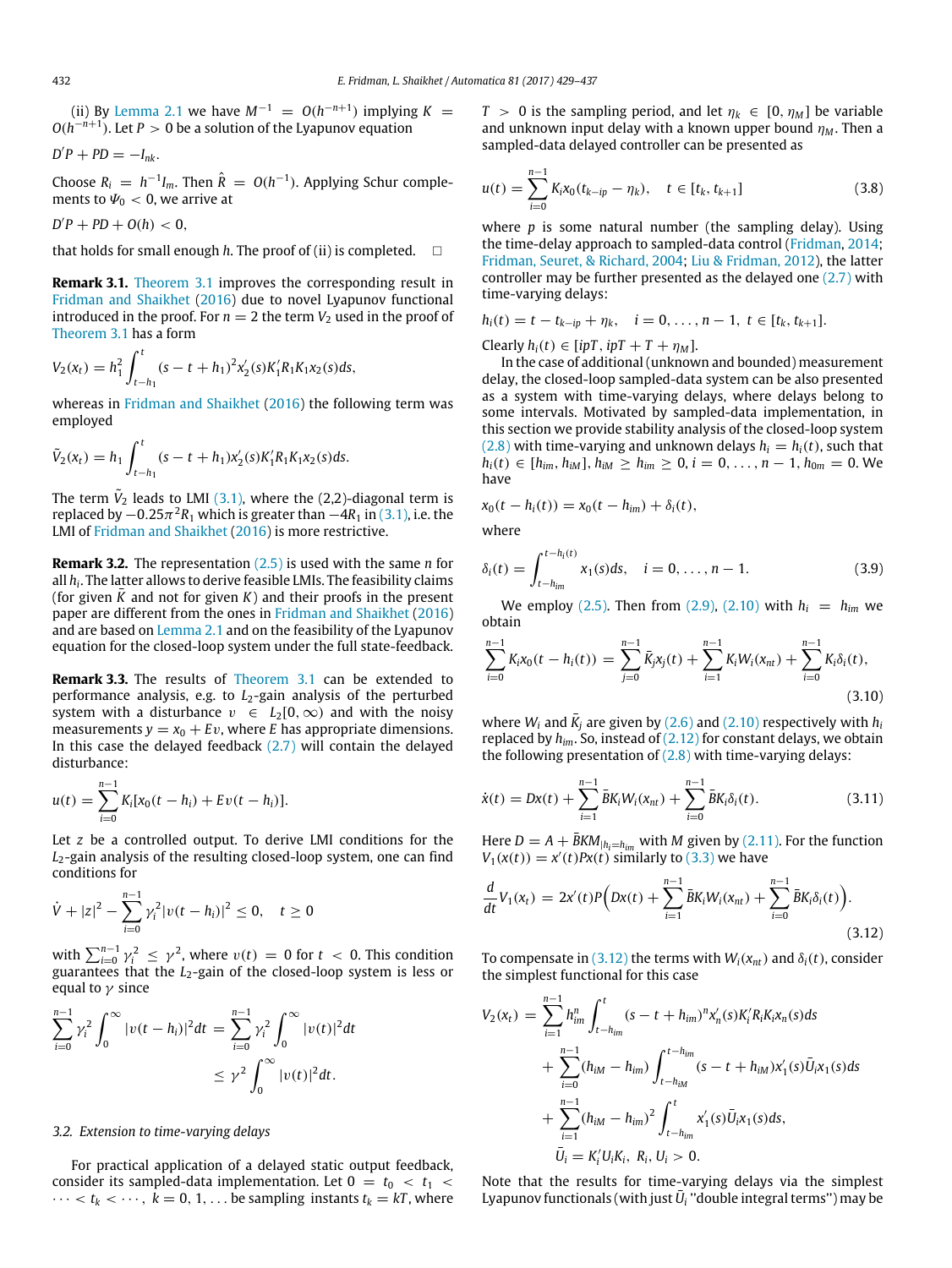(ii) By Lemma 2.1 we have $M^{-1} = O(h^{-n+1})$ implying $K = O(h^{-n+1})$. Let $P > 0$ be a solution of the Lyapunov equation

$$D'P + PD = -I_{nk}.$$

Choose $R_i = h^{-1}I_m$. Then $\hat{R} = O(h^{-1})$. Applying Schur complements to $\Psi_0 < 0$, we arrive at

$$D'P + PD + O(h) < 0,$$

that holds for small enough $h$. The proof of (ii) is completed. □

**Remark 3.1.** Theorem 3.1 improves the corresponding result in Fridman and Shaikhet (2016) due to novel Lyapunov functional introduced in the proof. For $n = 2$ the term $V_2$ used in the proof of Theorem 3.1 has a form

$$V_2(x_t) = h_1^2 \int_{t-h_1}^{t} (s - t + h_1)^2 x_2'(s) K_1' R_1 K_1 x_2(s) ds,$$

whereas in Fridman and Shaikhet (2016) the following term was employed

$$\tilde{V}_2(x_t) = h_1 \int_{t-h_1}^{t} (s - t + h_1) x_2'(s) K_1' R_1 K_1 x_2(s) ds.$$

The term $\tilde{V}_2$ leads to LMI (3.1), where the (2,2)-diagonal term is replaced by $-0.25\pi^2 R_1$ which is greater than $-4R_1$ in (3.1), i.e. the LMI of Fridman and Shaikhet (2016) is more restrictive.

**Remark 3.2.** The representation (2.5) is used with the same $n$ for all $h_i$. The latter allows to derive feasible LMIs. The feasibility claims (for given $\bar{K}$ and not for given $K$) and their proofs in the present paper are different from the ones in Fridman and Shaikhet (2016) and are based on Lemma 2.1 and on the feasibility of the Lyapunov equation for the closed-loop system under the full state-feedback.

**Remark 3.3.** The results of Theorem 3.1 can be extended to performance analysis, e.g. to $L_2$-gain analysis of the perturbed system with a disturbance $\upsilon \in L_2[0, \infty)$ and with the noisy measurements $y = x_0 + E\upsilon$, where $E$ has appropriate dimensions. In this case the delayed feedback (2.7) will contain the delayed disturbance:

$$u(t) = \sum_{i=0}^{n-1} K_i [x_0(t - h_i) + E\upsilon(t - h_i)].$$

Let $z$ be a controlled output. To derive LMI conditions for the $L_2$-gain analysis of the resulting closed-loop system, one can find conditions for

$$\dot{V} + |z|^2 - \sum_{i=0}^{n-1} \gamma_i^2 |\upsilon(t - h_i)|^2 \leq 0, \quad t \geq 0$$

with $\sum_{i=0}^{n-1} \gamma_i^2 \leq \gamma^2$, where $\upsilon(t) = 0$ for $t < 0$. This condition guarantees that the $L_2$-gain of the closed-loop system is less or equal to $\gamma$ since

$$\sum_{i=0}^{n-1} \gamma_i^2 \int_0^\infty |\upsilon(t - h_i)|^2 dt = \sum_{i=0}^{n-1} \gamma_i^2 \int_0^\infty |\upsilon(t)|^2 dt \leq \gamma^2 \int_0^\infty |\upsilon(t)|^2 dt.$$

### 3.2. Extension to time-varying delays

For practical application of a delayed static output feedback, consider its sampled-data implementation. Let $0 = t_0 < t_1 < \cdots < t_k < \cdots$, $k = 0, 1, \ldots$ be sampling instants $t_k = kT$, where $T > 0$ is the sampling period, and let $\eta_k \in [0, \eta_M]$ be variable and unknown input delay with a known upper bound $\eta_M$. Then a sampled-data delayed controller can be presented as

$$u(t) = \sum_{i=0}^{n-1} K_i x_0(t_{k-ip} - \eta_k), \quad t \in [t_k, t_{k+1}] \tag{3.8}$$

where $p$ is some natural number (the sampling delay). Using the time-delay approach to sampled-data control (Fridman, 2014; Fridman, Seuret, & Richard, 2004; Liu & Fridman, 2012), the latter controller may be further presented as the delayed one (2.7) with time-varying delays:

$$h_i(t) = t - t_{k-ip} + \eta_k, \quad i = 0, \ldots, n-1, \ t \in [t_k, t_{k+1}].$$

Clearly $h_i(t) \in [ipT, ipT + T + \eta_M]$.

In the case of additional (unknown and bounded) measurement delay, the closed-loop sampled-data system can be also presented as a system with time-varying delays, where delays belong to some intervals. Motivated by sampled-data implementation, in this section we provide stability analysis of the closed-loop system (2.8) with time-varying and unknown delays $h_i = h_i(t)$, such that $h_i(t) \in [h_{im}, h_{iM}]$, $h_{iM} \geq h_{im} \geq 0$, $i = 0, \ldots, n-1$, $h_{0m} = 0$. We have

$$x_0(t - h_i(t)) = x_0(t - h_{im}) + \delta_i(t),$$

where

$$\delta_i(t) = \int_{t-h_{im}}^{t-h_i(t)} x_1(s) ds, \quad i = 0, \ldots, n-1. \tag{3.9}$$

We employ (2.5). Then from (2.9), (2.10) with $h_i = h_{im}$ we obtain

$$\sum_{i=0}^{n-1} K_i x_0(t - h_i(t)) = \sum_{j=0}^{n-1} \bar{K}_j x_j(t) + \sum_{i=1}^{n-1} K_i W_i(x_{nt}) + \sum_{i=0}^{n-1} K_i \delta_i(t), \tag{3.10}$$

where $W_i$ and $\bar{K}_j$ are given by (2.6) and (2.10) respectively with $h_i$ replaced by $h_{im}$. So, instead of (2.12) for constant delays, we obtain the following presentation of (2.8) with time-varying delays:

$$\dot{x}(t) = Dx(t) + \sum_{i=1}^{n-1} \bar{B} K_i W_i(x_{nt}) + \sum_{i=0}^{n-1} \bar{B} K_i \delta_i(t). \tag{3.11}$$

Here $D = A + \bar{B}KM_{|h_i=h_{im}}$ with $M$ given by (2.11). For the function $V_1(x(t)) = x'(t)Px(t)$ similarly to (3.3) we have

$$\frac{d}{dt} V_1(x_t) = 2x'(t)P\Big(Dx(t) + \sum_{i=1}^{n-1} \bar{B} K_i W_i(x_{nt}) + \sum_{i=0}^{n-1} \bar{B} K_i \delta_i(t)\Big). \tag{3.12}$$

To compensate in (3.12) the terms with $W_i(x_{nt})$ and $\delta_i(t)$, consider the simplest functional for this case

$$\begin{aligned} V_2(x_t) = &\sum_{i=1}^{n-1} h_{im}^n \int_{t-h_{im}}^{t} (s - t + h_{im})^n x_n'(s) K_i' R_i K_i x_n(s) ds \\ &+ \sum_{i=0}^{n-1} (h_{iM} - h_{im}) \int_{t-h_{iM}}^{t-h_{im}} (s - t + h_{iM}) x_1'(s) \bar{U}_i x_1(s) ds \\ &+ \sum_{i=1}^{n-1} (h_{iM} - h_{im})^2 \int_{t-h_{im}}^{t} x_1'(s) \bar{U}_i x_1(s) ds, \\ &\bar{U}_i = K_i' U_i K_i, \ R_i, U_i > 0. \end{aligned}$$

Note that the results for time-varying delays via the simplest Lyapunov functionals (with just $\bar{U}_i$ "double integral terms") may be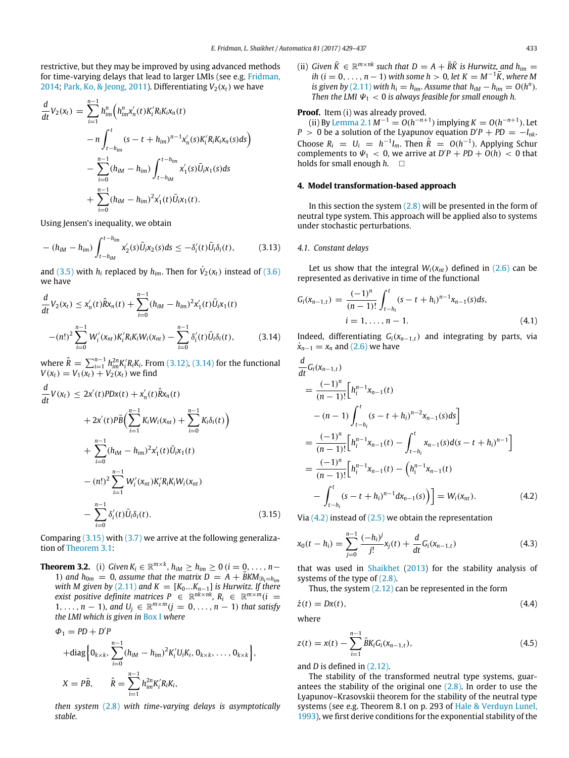restrictive, but they may be improved by using advanced methods for time-varying delays that lead to larger LMIs (see e.g. Fridman, 2014; Park, Ko, & Jeong, 2011). Differentiating $V_2(x_t)$ we have

$$
\begin{aligned}
\frac{d}{dt}V_2(x_t) &= \sum_{i=1}^{n-1} h_{im}^n\Big(h_{im}^n x_n'(t)K_i'R_iK_ix_n(t) \\
&\quad - n\int_{t-h_{im}}^{t}(s-t+h_{im})^{n-1}x_n'(s)K_i'R_iK_ix_n(s)ds\Big) \\
&\quad - \sum_{i=0}^{n-1}(h_{iM}-h_{im})\int_{t-h_{iM}}^{t-h_{im}} x_1'(s)\bar{U}_ix_1(s)ds \\
&\quad + \sum_{i=0}^{n-1}(h_{iM}-h_{im})^2 x_1'(t)\bar{U}_ix_1(t).
\end{aligned}
$$

Using Jensen's inequality, we obtain

$$
-(h_{iM}-h_{im})\int_{t-h_{iM}}^{t-h_{im}} x_2'(s)\bar{U}_ix_2(s)ds \le -\delta_i'(t)\bar{U}_i\delta_i(t), \tag{3.13}
$$

and (3.5) with $h_i$ replaced by $h_{im}$. Then for $\dot{V}_2(x_t)$ instead of (3.6) we have

$$
\begin{aligned}
\frac{d}{dt}V_2(x_t) &\le x_n'(t)\hat{R}x_n(t) + \sum_{i=0}^{n-1}(h_{iM}-h_{im})^2x_1'(t)\bar{U}_ix_1(t) \\
&\quad -(n!)^2\sum_{i=0}^{n-1}W_i'(x_{nt})K_i'R_iK_iW_i(x_{nt}) - \sum_{i=0}^{n-1}\delta_i'(t)\bar{U}_i\delta_i(t),
\end{aligned} \tag{3.14}
$$

where $\hat{R} = \sum_{i=1}^{n-1} h_{im}^{2n}K_i'R_iK_i$. From (3.12), (3.14) for the functional $V(x_t) = V_1(x_t) + V_2(x_t)$ we find

$$
\begin{aligned}
\frac{d}{dt}V(x_t) &\le 2x'(t)PDx(t) + x_n'(t)\hat{R}x_n(t) \\
&\quad + 2x'(t)P\bar{B}\Big(\sum_{i=1}^{n-1}K_iW_i(x_{nt}) + \sum_{i=0}^{n-1}K_i\delta_i(t)\Big) \\
&\quad + \sum_{i=0}^{n-1}(h_{iM}-h_{im})^2x_1'(t)\bar{U}_ix_1(t) \\
&\quad - (n!)^2\sum_{i=1}^{n-1}W_i'(x_{nt})K_i'R_iK_iW_i(x_{nt}) \\
&\quad - \sum_{i=0}^{n-1}\delta_i'(t)\bar{U}_i\delta_i(t).
\end{aligned} \tag{3.15}
$$

Comparing (3.15) with (3.7) we arrive at the following generalization of Theorem 3.1:

**Theorem 3.2.** (i) *Given $K_i \in \mathbb{R}^{m\times k}$, $h_{iM} \ge h_{im} \ge 0$ $(i = 0, \dots, n-1)$ and $h_{0m} = 0$, assume that the matrix $D = A + \bar{B}KM_{|h_i=h_{im}}$ with $M$ given by (2.11) and $K = [K_0 \dots K_{n-1}]$ is Hurwitz. If there exist positive definite matrices $P \in \mathbb{R}^{nk\times nk}$, $R_i \in \mathbb{R}^{m\times m}$ $(i = 1, \dots, n-1)$, and $U_j \in \mathbb{R}^{m\times m}$ $(j = 0, \dots, n-1)$ that satisfy the LMI which is given in Box I where*

$$
\Phi_1 = PD + D'P + \mathrm{diag}\Big\{0_{k\times k}, \sum_{i=0}^{n-1}(h_{iM}-h_{im})^2K_i'U_iK_i, 0_{k\times k}, \dots, 0_{k\times k}\Big\},
$$

$$
X = P\bar{B}, \qquad \hat{R} = \sum_{i=1}^{n-1}h_{im}^{2n}K_i'R_iK_i,
$$

*then system (2.8) with time-varying delays is asymptotically stable.*

(ii) *Given $\bar{K} \in \mathbb{R}^{m\times nk}$ such that $D = A + \bar{B}\bar{K}$ is Hurwitz, and $h_{im} = ih$ $(i = 0, \dots, n-1)$ with some $h > 0$, let $K = M^{-1}\bar{K}$, where $M$ is given by (2.11) with $h_i = h_{im}$. Assume that $h_{iM} - h_{im} = O(h^n)$. Then the LMI $\Psi_1 < 0$ is always feasible for small enough $h$.*

**Proof.** Item (i) was already proved.

(ii) By Lemma 2.1 $M^{-1} = O(h^{-n+1})$ implying $K = O(h^{-n+1})$. Let $P > 0$ be a solution of the Lyapunov equation $D'P + PD = -I_{nk}$. Choose $R_i = U_i = h^{-1}I_m$. Then $\hat{R} = O(h^{-1})$. Applying Schur complements to $\Psi_1 < 0$, we arrive at $D'P + PD + O(h) < 0$ that holds for small enough $h$. □

## 4. Model transformation-based approach

In this section the system (2.8) will be presented in the form of neutral type system. This approach will be applied also to systems under stochastic perturbations.

### 4.1. Constant delays

Let us show that the integral $W_i(x_{nt})$ defined in (2.6) can be represented as derivative in time of the functional

$$
G_i(x_{n-1,t}) = \frac{(-1)^n}{(n-1)!}\int_{t-h_i}^{t}(s-t+h_i)^{n-1}x_{n-1}(s)ds, \quad i = 1, \dots, n-1. \tag{4.1}
$$

Indeed, differentiating $G_i(x_{n-1,t})$ and integrating by parts, via $\dot{x}_{n-1} = x_n$ and (2.6) we have

$$
\begin{aligned}
\frac{d}{dt}G_i(x_{n-1,t}) &= \frac{(-1)^n}{(n-1)!}\Big[h_i^{n-1}x_{n-1}(t) - (n-1)\int_{t-h_i}^{t}(s-t+h_i)^{n-2}x_{n-1}(s)ds\Big] \\
&= \frac{(-1)^n}{(n-1)!}\Big[h_i^{n-1}x_{n-1}(t) - \int_{t-h_i}^{t}x_{n-1}(s)d(s-t+h_i)^{n-1}\Big] \\
&= \frac{(-1)^n}{(n-1)!}\Big[h_i^{n-1}x_{n-1}(t) - \Big(h_i^{n-1}x_{n-1}(t) - \int_{t-h_i}^{t}(s-t+h_i)^{n-1}dx_{n-1}(s)\Big)\Big] = W_i(x_{nt}).
\end{aligned} \tag{4.2}
$$

Via (4.2) instead of (2.5) we obtain the representation

$$
x_0(t-h_i) = \sum_{j=0}^{n-1}\frac{(-h_i)^j}{j!}x_j(t) + \frac{d}{dt}G_i(x_{n-1,t}) \tag{4.3}
$$

that was used in Shaikhet (2013) for the stability analysis of systems of the type of (2.8).

Thus, the system (2.12) can be represented in the form

$$
\dot{z}(t) = Dx(t), \tag{4.4}
$$

where

$$
z(t) = x(t) - \sum_{i=1}^{n-1}\bar{B}K_iG_i(x_{n-1,t}), \tag{4.5}
$$

and $D$ is defined in (2.12).

The stability of the transformed neutral type systems, guarantees the stability of the original one (2.8). In order to use the Lyapunov–Krasovskii theorem for the stability of the neutral type systems (see e.g. Theorem 8.1 on p. 293 of Hale & Verduyn Lunel, 1993), we first derive conditions for the exponential stability of the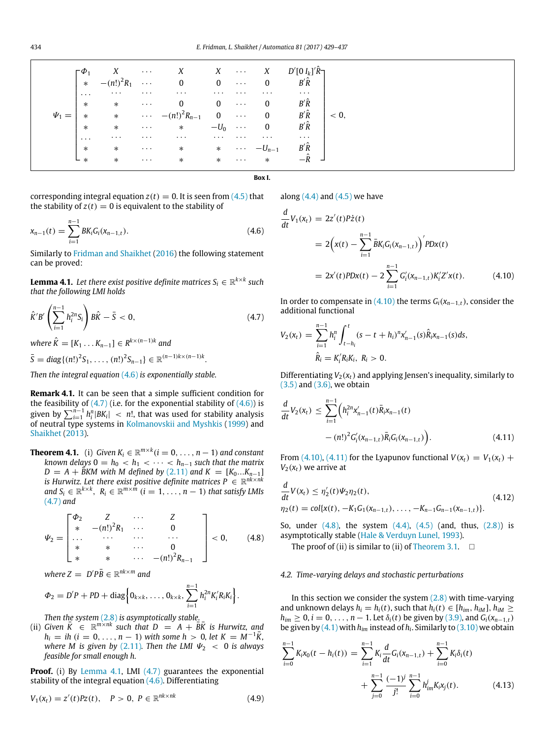$$
\Psi_1 = \begin{bmatrix}
\Phi_1 & X & \cdots & X & X & \cdots & X & D'[0\ I_k]'\hat{R} \\
* & -(n!)^2 R_1 & \cdots & 0 & 0 & \cdots & 0 & B'\hat{R} \\
\cdots & \cdots & \cdots & \cdots & \cdots & \cdots & \cdots & \cdots \\
* & * & \cdots & 0 & 0 & \cdots & 0 & B'\hat{R} \\
* & * & \cdots & -(n!)^2 R_{n-1} & 0 & \cdots & 0 & B'\hat{R} \\
* & * & \cdots & * & -U_0 & \cdots & 0 & B'\hat{R} \\
\cdots & \cdots & \cdots & \cdots & \cdots & \cdots & \cdots & \cdots \\
* & * & \cdots & * & * & \cdots & -U_{n-1} & B'\hat{R} \\
* & * & \cdots & * & * & \cdots & * & -\hat{R}
\end{bmatrix} < 0,
$$

**Box I.**

corresponding integral equation $z(t) = 0$. It is seen from (4.5) that the stability of $z(t) = 0$ is equivalent to the stability of

$$
x_{n-1}(t) = \sum_{i=1}^{n-1} BK_i G_i(x_{n-1,t}). \tag{4.6}
$$

Similarly to Fridman and Shaikhet (2016) the following statement can be proved:

**Lemma 4.1.** *Let there exist positive definite matrices $S_i \in \mathbb{R}^{k\times k}$ such that the following LMI holds*

$$
\hat{K}'B'\left(\sum_{i=1}^{n-1} h_i^{2n} S_i\right) B\hat{K} - \bar{S} < 0, \tag{4.7}
$$

*where $\hat{K} = [K_1 \ldots K_{n-1}] \in R^{k\times(n-1)k}$ and*

$\bar{S} = diag\{(n!)^2 S_1, \ldots, (n!)^2 S_{n-1}\} \in \mathbb{R}^{(n-1)k\times(n-1)k}$.

*Then the integral equation (4.6) is exponentially stable.*

**Remark 4.1.** It can be seen that a simple sufficient condition for the feasibility of (4.7) (i.e. for the exponential stability of (4.6)) is given by $\sum_{i=1}^{n-1} h_i^n |BK_i| < n!$, that was used for stability analysis of neutral type systems in Kolmanovskii and Myshkis (1999) and Shaikhet (2013).

**Theorem 4.1.** (i) *Given $K_i \in \mathbb{R}^{m\times k} (i = 0, \ldots, n-1)$ and constant known delays $0 = h_0 < h_1 < \cdots < h_{n-1}$ such that the matrix $D = A + BKM$ with $M$ defined by (2.11) and $K = [K_0 \ldots K_{n-1}]$ is Hurwitz. Let there exist positive definite matrices $P \in \mathbb{R}^{nk\times nk}$ and $S_i \in \mathbb{R}^{k\times k}$, $R_i \in \mathbb{R}^{m\times m}$ $(i = 1, \ldots, n-1)$ that satisfy LMIs (4.7) and*

$$
\Psi_2 = \begin{bmatrix}
\Phi_2 & Z & \cdots & Z \\
* & -(n!)^2 R_1 & \cdots & 0 \\
\cdots & \cdots & \cdots & \cdots \\
* & * & \cdots & 0 \\
* & * & \cdots & -(n!)^2 R_{n-1}
\end{bmatrix} < 0, \tag{4.8}
$$

*where $Z = D'P\bar{B} \in \mathbb{R}^{nk\times m}$ and*

$$
\Phi_2 = D'P + PD + \mathrm{diag}\left\{0_{k\times k}, \ldots, 0_{k\times k}, \sum_{i=1}^{n-1} h_i^{2n} K_i' R_i K_i\right\}.
$$

*Then the system (2.8) is asymptotically stable.*

(ii) *Given $\bar{K} \in \mathbb{R}^{m\times nk}$ such that $D = A + B\bar{K}$ is Hurwitz, and $h_i = ih$ $(i = 0, \ldots, n-1)$ with some $h > 0$, let $K = M^{-1}\bar{K}$, where $M$ is given by (2.11). Then the LMI $\Psi_2 < 0$ is always feasible for small enough $h$.*

**Proof.** (i) By Lemma 4.1, LMI (4.7) guarantees the exponential stability of the integral equation (4.6). Differentiating

$$
V_1(x_t) = z'(t)Pz(t), \quad P > 0,\ P \in \mathbb{R}^{nk\times nk} \tag{4.9}
$$

along (4.4) and (4.5) we have

$$
\begin{aligned}
\frac{d}{dt}V_1(x_t) &= 2z'(t)P\dot{z}(t) \\
&= 2\Big(x(t) - \sum_{i=1}^{n-1} \bar{B}K_i G_i(x_{n-1,t})\Big)' PDx(t) \\
&= 2x'(t)PDx(t) - 2\sum_{i=1}^{n-1} G_i'(x_{n-1,t})K_i' Z' x(t).
\end{aligned} \tag{4.10}
$$

In order to compensate in (4.10) the terms $G_i(x_{n-1,t})$, consider the additional functional

$$
V_2(x_t) = \sum_{i=1}^{n-1} h_i^n \int_{t-h_i}^{t} (s - t + h_i)^n x_{n-1}'(s)\hat{R}_i x_{n-1}(s)ds,
$$

$$
\hat{R}_i = K_i' R_i K_i,\ R_i > 0.
$$

Differentiating $V_2(x_t)$ and applying Jensen's inequality, similarly to (3.5) and (3.6), we obtain

$$
\begin{aligned}
\frac{d}{dt}V_2(x_t) \le \sum_{i=1}^{n-1} \Big( & h_i^{2n} x_{n-1}'(t)\bar{R}_i x_{n-1}(t) \\
& - (n!)^2 G_i'(x_{n-1,t})\bar{R}_i G_i(x_{n-1,t}) \Big).
\end{aligned} \tag{4.11}
$$

From (4.10), (4.11) for the Lyapunov functional $V(x_t) = V_1(x_t) + V_2(x_t)$ we arrive at

$$
\begin{aligned}
&\frac{d}{dt}V(x_t) \le \eta_2'(t)\Psi_2\eta_2(t), \\
&\eta_2(t) = col\{x(t), -K_1 G_1(x_{n-1,t}), \ldots, -K_{n-1}G_{n-1}(x_{n-1,t})\}.
\end{aligned} \tag{4.12}
$$

So, under (4.8), the system (4.4), (4.5) (and, thus, (2.8)) is asymptotically stable (Hale & Verduyn Lunel, 1993).

The proof of (ii) is similar to (ii) of Theorem 3.1. □

### 4.2. Time-varying delays and stochastic perturbations

In this section we consider the system (2.8) with time-varying and unknown delays $h_i = h_i(t)$, such that $h_i(t) \in [h_{im}, h_{iM}]$, $h_{iM} \ge h_{im} \ge 0$, $i = 0, \ldots, n-1$. Let $\delta_i(t)$ be given by (3.9), and $G_i(x_{n-1,t})$ be given by (4.1) with $h_{im}$ instead of $h_i$. Similarly to (3.10) we obtain

$$
\begin{aligned}
\sum_{i=0}^{n-1} K_i x_0(t - h_i(t)) &= \sum_{i=1}^{n-1} K_i \frac{d}{dt} G_i(x_{n-1,t}) + \sum_{i=0}^{n-1} K_i\delta_i(t) \\
&\quad + \sum_{j=0}^{n-1} \frac{(-1)^j}{j!} \sum_{i=0}^{n-1} h_{im}^j K_i x_j(t).
\end{aligned} \tag{4.13}
$$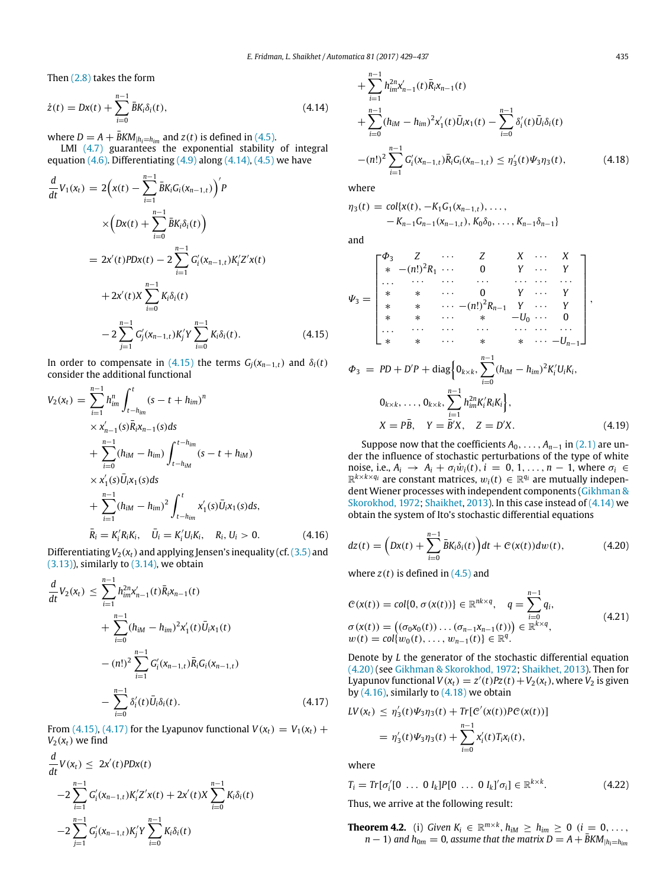Then (2.8) takes the form

$$\dot{z}(t) = Dx(t) + \sum_{i=0}^{n-1} \bar{B}K_i\delta_i(t), \tag{4.14}$$

where $D = A + \bar{B}KM_{|h_i=h_{im}}$ and $z(t)$ is defined in (4.5).

LMI (4.7) guarantees the exponential stability of integral equation (4.6). Differentiating (4.9) along (4.14), (4.5) we have

$$\begin{aligned}
\frac{d}{dt}V_1(x_t) &= 2\Big(x(t) - \sum_{i=1}^{n-1}\bar{B}K_iG_i(x_{n-1,t})\Big)'P \\
&\quad \times\Big(Dx(t) + \sum_{i=0}^{n-1}\bar{B}K_i\delta_i(t)\Big) \\
&= 2x'(t)PDx(t) - 2\sum_{i=1}^{n-1}G_i'(x_{n-1,t})K_i'Z'x(t) \\
&\quad + 2x'(t)X\sum_{i=0}^{n-1}K_i\delta_i(t) \\
&\quad - 2\sum_{j=1}^{n-1}G_j'(x_{n-1,t})K_j'Y\sum_{i=0}^{n-1}K_i\delta_i(t).
\end{aligned} \tag{4.15}$$

In order to compensate in (4.15) the terms $G_j(x_{n-1,t})$ and $\delta_i(t)$ consider the additional functional

$$\begin{aligned}
V_2(x_t) &= \sum_{i=1}^{n-1}h_{im}^n\int_{t-h_{im}}^{t}(s-t+h_{im})^n \\
&\quad \times x_{n-1}'(s)\bar{R}_ix_{n-1}(s)ds \\
&\quad + \sum_{i=0}^{n-1}(h_{iM}-h_{im})\int_{t-h_{iM}}^{t-h_{im}}(s-t+h_{iM}) \\
&\quad \times x_1'(s)\bar{U}_ix_1(s)ds \\
&\quad + \sum_{i=1}^{n-1}(h_{iM}-h_{im})^2\int_{t-h_{im}}^{t}x_1'(s)\bar{U}_ix_1(s)ds, \\
\bar{R}_i &= K_i'R_iK_i, \quad \bar{U}_i = K_i'U_iK_i, \quad R_i, U_i > 0.
\end{aligned} \tag{4.16}$$

Differentiating $V_2(x_t)$ and applying Jensen's inequality (cf. (3.5) and (3.13)), similarly to (3.14), we obtain

$$\begin{aligned}
\frac{d}{dt}V_2(x_t) &\le \sum_{i=1}^{n-1}h_{im}^{2n}x_{n-1}'(t)\bar{R}_ix_{n-1}(t) \\
&\quad + \sum_{i=0}^{n-1}(h_{iM}-h_{im})^2x_1'(t)\bar{U}_ix_1(t) \\
&\quad - (n!)^2\sum_{i=1}^{n-1}G_i'(x_{n-1,t})\bar{R}_iG_i(x_{n-1,t}) \\
&\quad - \sum_{i=0}^{n-1}\delta_i'(t)\bar{U}_i\delta_i(t).
\end{aligned} \tag{4.17}$$

From (4.15), (4.17) for the Lyapunov functional $V(x_t) = V_1(x_t) + V_2(x_t)$ we find

$$\begin{aligned}
\frac{d}{dt}V(x_t) &\le 2x'(t)PDx(t) \\
&\quad -2\sum_{i=1}^{n-1}G_i'(x_{n-1,t})K_i'Z'x(t) + 2x'(t)X\sum_{i=0}^{n-1}K_i\delta_i(t) \\
&\quad -2\sum_{j=1}^{n-1}G_j'(x_{n-1,t})K_j'Y\sum_{i=0}^{n-1}K_i\delta_i(t) \\
&\quad + \sum_{i=1}^{n-1}h_{im}^{2n}x_{n-1}'(t)\bar{R}_ix_{n-1}(t) \\
&\quad + \sum_{i=0}^{n-1}(h_{iM}-h_{im})^2x_1'(t)\bar{U}_ix_1(t) - \sum_{i=0}^{n-1}\delta_i'(t)\bar{U}_i\delta_i(t) \\
&\quad -(n!)^2\sum_{i=1}^{n-1}G_i'(x_{n-1,t})\bar{R}_iG_i(x_{n-1,t}) \le \eta_3'(t)\Psi_3\eta_3(t),
\end{aligned} \tag{4.18}$$

where

$$\begin{aligned}
\eta_3(t) &= col\{x(t), -K_1G_1(x_{n-1,t}), \dots, \\
&\qquad -K_{n-1}G_{n-1}(x_{n-1,t}), K_0\delta_0, \dots, K_{n-1}\delta_{n-1}\}
\end{aligned}$$

and

$$\Psi_3 = \begin{bmatrix}
\Phi_3 & Z & \cdots & Z & X & \cdots & X \\
* & -(n!)^2R_1 & \cdots & 0 & Y & \cdots & Y \\
\cdots & \cdots & \cdots & \cdots & \cdots & \cdots & \cdots \\
* & * & \cdots & 0 & Y & \cdots & Y \\
* & * & \cdots & -(n!)^2R_{n-1} & Y & \cdots & Y \\
* & * & \cdots & * & -U_0 & \cdots & 0 \\
\cdots & \cdots & \cdots & \cdots & \cdots & \cdots & \cdots \\
* & * & \cdots & * & * & \cdots & -U_{n-1}
\end{bmatrix},$$

$$\begin{aligned}
\Phi_3 &= PD + D'P + \text{diag}\Big\{0_{k\times k}, \sum_{i=0}^{n-1}(h_{iM}-h_{im})^2K_i'U_iK_i, \\
&\qquad 0_{k\times k}, \dots, 0_{k\times k}, \sum_{i=1}^{n-1}h_{im}^{2n}K_i'R_iK_i\Big\}, \\
X &= P\bar{B}, \quad Y = \bar{B}'X, \quad Z = D'X.
\end{aligned} \tag{4.19}$$

Suppose now that the coefficients $A_0, \dots, A_{n-1}$ in (2.1) are under the influence of stochastic perturbations of the type of white noise, i.e., $A_i \to A_i + \sigma_i\dot{w}_i(t)$, $i = 0, 1, \dots, n-1$, where $\sigma_i \in \mathbb{R}^{k\times k\times q_i}$ are constant matrices, $w_i(t) \in \mathbb{R}^{q_i}$ are mutually independent Wiener processes with independent components (Gikhman & Skorokhod, 1972; Shaikhet, 2013). In this case instead of (4.14) we obtain the system of Ito's stochastic differential equations

$$dz(t) = \Big(Dx(t) + \sum_{i=0}^{n-1}\bar{B}K_i\delta_i(t)\Big)dt + \mathcal{C}(x(t))dw(t), \tag{4.20}$$

where $z(t)$ is defined in (4.5) and

$$\begin{aligned}
&\mathcal{C}(x(t)) = col\{0, \sigma(x(t))\} \in \mathbb{R}^{nk\times q}, \quad q = \sum_{i=0}^{n-1}q_i, \\
&\sigma(x(t)) = \big((\sigma_0x_0(t))\dots(\sigma_{n-1}x_{n-1}(t))\big) \in \mathbb{R}^{k\times q}, \\
&w(t) = col\{w_0(t), \dots, w_{n-1}(t)\} \in \mathbb{R}^q.
\end{aligned} \tag{4.21}$$

Denote by $L$ the generator of the stochastic differential equation (4.20) (see Gikhman & Skorokhod, 1972; Shaikhet, 2013). Then for Lyapunov functional $V(x_t) = z'(t)Pz(t) + V_2(x_t)$, where $V_2$ is given by (4.16), similarly to (4.18) we obtain

$$\begin{aligned}
LV(x_t) &\le \eta_3'(t)\Psi_3\eta_3(t) + Tr[\mathcal{C}'(x(t))P\mathcal{C}(x(t))] \\
&= \eta_3'(t)\Psi_3\eta_3(t) + \sum_{i=0}^{n-1}x_i'(t)T_ix_i(t),
\end{aligned}$$

where

$$T_i = Tr[\sigma_i'[0\ \dots\ 0\ I_k]P[0\ \dots\ 0\ I_k]'\sigma_i] \in \mathbb{R}^{k\times k}. \tag{4.22}$$

Thus, we arrive at the following result:

**Theorem 4.2.** (i) *Given $K_i \in \mathbb{R}^{m\times k}$, $h_{iM} \ge h_{im} \ge 0$ $(i = 0, \dots, n-1)$ and $h_{0m} = 0$, assume that the matrix $D = A + \bar{B}KM_{|h_i=h_{im}}$*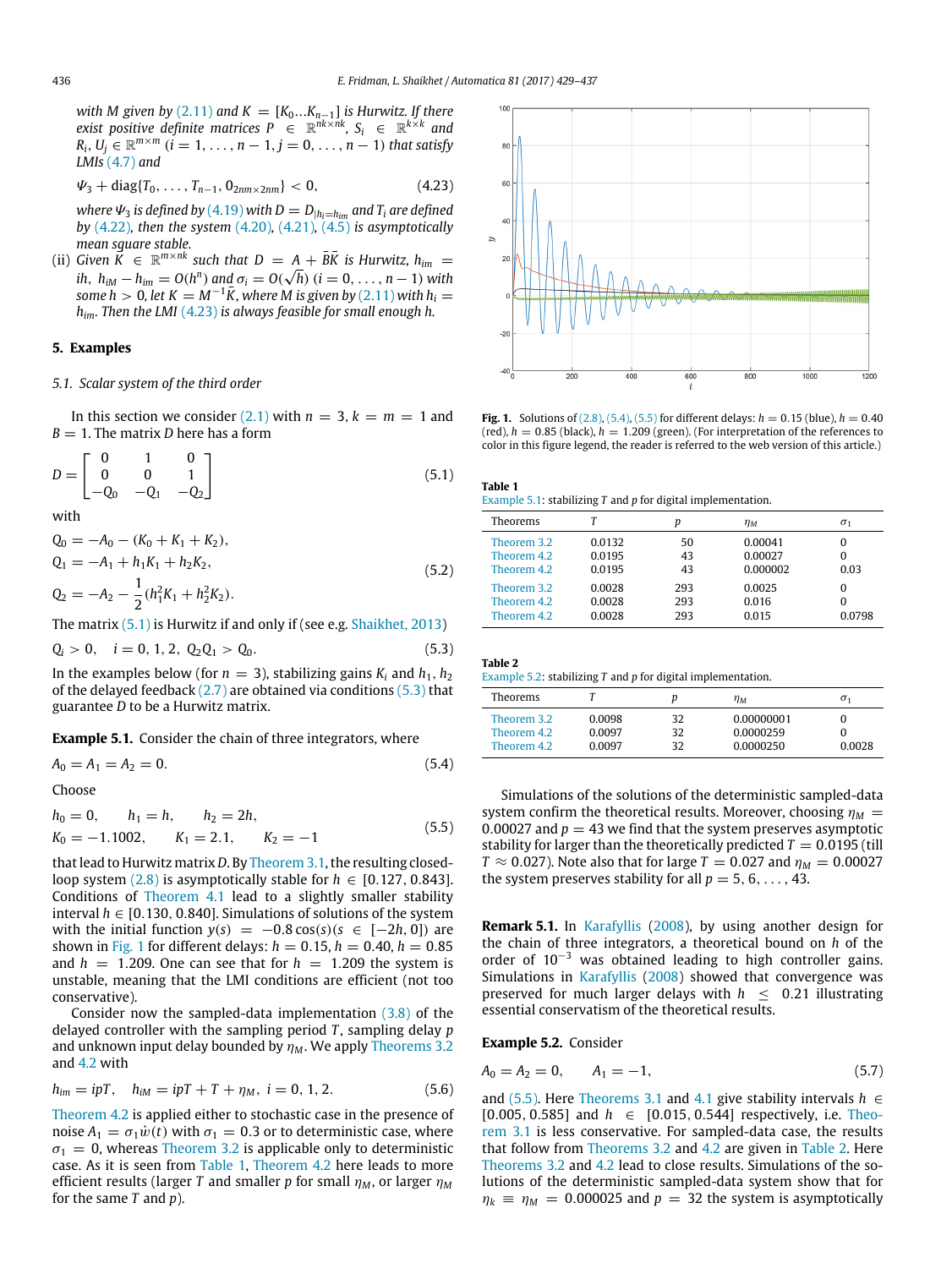*with M given by (2.11) and $K = [K_0 \ldots K_{n-1}]$ is Hurwitz. If there exist positive definite matrices $P \in \mathbb{R}^{nk\times nk}$, $S_i \in \mathbb{R}^{k\times k}$ and $R_i, U_j \in \mathbb{R}^{m\times m}$ $(i = 1,\ldots,n-1, j = 0,\ldots,n-1)$ that satisfy LMIs (4.7) and*

$$\Psi_3 + \mathrm{diag}\{T_0,\ldots,T_{n-1}, 0_{2nm\times 2nm}\} < 0, \tag{4.23}$$

*where $\Psi_3$ is defined by (4.19) with $D = D_{|h_i=h_{im}}$ and $T_i$ are defined by (4.22), then the system (4.20), (4.21), (4.5) is asymptotically mean square stable.*

(ii) *Given $\bar{K} \in \mathbb{R}^{m\times nk}$ such that $D = A + B\bar{K}$ is Hurwitz, $h_{im} = ih$, $h_{iM} - h_{im} = O(h^n)$ and $\sigma_i = O(\sqrt{h})$ $(i = 0,\ldots,n-1)$ with some $h > 0$, let $K = M^{-1}\bar{K}$, where M is given by (2.11) with $h_i = h_{im}$. Then the LMI (4.23) is always feasible for small enough h.*

## 5. Examples

### 5.1. Scalar system of the third order

In this section we consider (2.1) with $n = 3$, $k = m = 1$ and $B = 1$. The matrix $D$ here has a form

$$D = \begin{bmatrix} 0 & 1 & 0 \\ 0 & 0 & 1 \\ -Q_0 & -Q_1 & -Q_2 \end{bmatrix} \tag{5.1}$$

with

$$\begin{aligned} Q_0 &= -A_0 - (K_0 + K_1 + K_2), \\ Q_1 &= -A_1 + h_1K_1 + h_2K_2, \\ Q_2 &= -A_2 - \frac{1}{2}(h_1^2K_1 + h_2^2K_2). \end{aligned} \tag{5.2}$$

The matrix (5.1) is Hurwitz if and only if (see e.g. Shaikhet, 2013)

$$Q_i > 0, \quad i = 0, 1, 2, \quad Q_2Q_1 > Q_0. \tag{5.3}$$

In the examples below (for $n = 3$), stabilizing gains $K_i$ and $h_1$, $h_2$ of the delayed feedback (2.7) are obtained via conditions (5.3) that guarantee $D$ to be a Hurwitz matrix.

**Example 5.1.** Consider the chain of three integrators, where

$$A_0 = A_1 = A_2 = 0. \tag{5.4}$$

Choose

$$\begin{aligned} h_0 &= 0, \qquad h_1 = h, \qquad h_2 = 2h, \\ K_0 &= -1.1002, \qquad K_1 = 2.1, \qquad K_2 = -1 \end{aligned} \tag{5.5}$$

that lead to Hurwitz matrix $D$. By Theorem 3.1, the resulting closed-loop system (2.8) is asymptotically stable for $h \in [0.127, 0.843]$. Conditions of Theorem 4.1 lead to a slightly smaller stability interval $h \in [0.130, 0.840]$. Simulations of solutions of the system with the initial function $y(s) = -0.8\cos(s) (s \in [-2h, 0])$ are shown in Fig. 1 for different delays: $h = 0.15$, $h = 0.40$, $h = 0.85$ and $h = 1.209$. One can see that for $h = 1.209$ the system is unstable, meaning that the LMI conditions are efficient (not too conservative).

Consider now the sampled-data implementation (3.8) of the delayed controller with the sampling period $T$, sampling delay $p$ and unknown input delay bounded by $\eta_M$. We apply Theorems 3.2 and 4.2 with

$$h_{im} = ipT, \quad h_{iM} = ipT + T + \eta_M, \ i = 0, 1, 2. \tag{5.6}$$

Theorem 4.2 is applied either to stochastic case in the presence of noise $A_1 = \sigma_1\dot{w}(t)$ with $\sigma_1 = 0.3$ or to deterministic case, where $\sigma_1 = 0$, whereas Theorem 3.2 is applicable only to deterministic case. As it is seen from Table 1, Theorem 4.2 here leads to more efficient results (larger $T$ and smaller $p$ for small $\eta_M$, or larger $\eta_M$ for the same $T$ and $p$).

**Fig. 1.** Solutions of (2.8), (5.4), (5.5) for different delays: $h = 0.15$ (blue), $h = 0.40$ (red), $h = 0.85$ (black), $h = 1.209$ (green). (For interpretation of the references to color in this figure legend, the reader is referred to the web version of this article.)

**Table 1**
Example 5.1: stabilizing $T$ and $p$ for digital implementation.

| Theorems | $T$ | $p$ | $\eta_M$ | $\sigma_1$ |
|---|---|---|---|---|
| Theorem 3.2 | 0.0132 | 50 | 0.00041 | 0 |
| Theorem 4.2 | 0.0195 | 43 | 0.00027 | 0 |
| Theorem 4.2 | 0.0195 | 43 | 0.000002 | 0.03 |
| Theorem 3.2 | 0.0028 | 293 | 0.0025 | 0 |
| Theorem 4.2 | 0.0028 | 293 | 0.016 | 0 |
| Theorem 4.2 | 0.0028 | 293 | 0.015 | 0.0798 |

**Table 2**
Example 5.2: stabilizing $T$ and $p$ for digital implementation.

| Theorems | $T$ | $p$ | $\eta_M$ | $\sigma_1$ |
|---|---|---|---|---|
| Theorem 3.2 | 0.0098 | 32 | 0.00000001 | 0 |
| Theorem 4.2 | 0.0097 | 32 | 0.0000259 | 0 |
| Theorem 4.2 | 0.0097 | 32 | 0.0000250 | 0.0028 |

Simulations of the solutions of the deterministic sampled-data system confirm the theoretical results. Moreover, choosing $\eta_M = 0.00027$ and $p = 43$ we find that the system preserves asymptotic stability for larger than the theoretically predicted $T = 0.0195$ (till $T \approx 0.027$). Note also that for large $T = 0.027$ and $\eta_M = 0.00027$ the system preserves stability for all $p = 5, 6, \ldots, 43$.

**Remark 5.1.** In Karafyllis (2008), by using another design for the chain of three integrators, a theoretical bound on $h$ of the order of $10^{-3}$ was obtained leading to high controller gains. Simulations in Karafyllis (2008) showed that convergence was preserved for much larger delays with $h \leq 0.21$ illustrating essential conservatism of the theoretical results.

**Example 5.2.** Consider

$$A_0 = A_2 = 0, \qquad A_1 = -1, \tag{5.7}$$

and (5.5). Here Theorems 3.1 and 4.1 give stability intervals $h \in [0.005, 0.585]$ and $h \in [0.015, 0.544]$ respectively, i.e. Theorem 3.1 is less conservative. For sampled-data case, the results that follow from Theorems 3.2 and 4.2 are given in Table 2. Here Theorems 3.2 and 4.2 lead to close results. Simulations of the solutions of the deterministic sampled-data system show that for $\eta_k \equiv \eta_M = 0.000025$ and $p = 32$ the system is asymptotically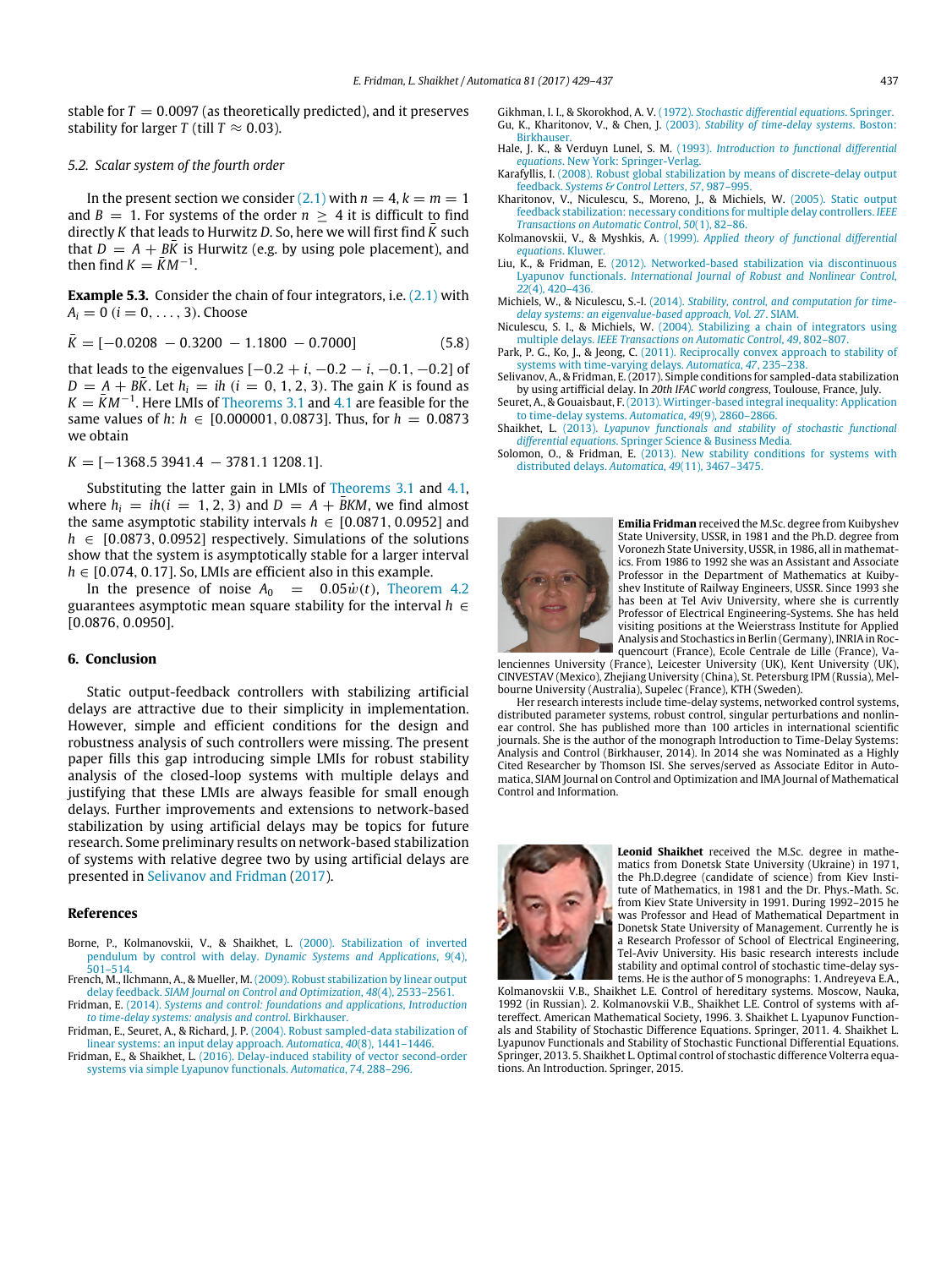stable for $T = 0.0097$ (as theoretically predicted), and it preserves stability for larger $T$ (till $T \approx 0.03$).

### 5.2. Scalar system of the fourth order

In the present section we consider (2.1) with $n = 4, k = m = 1$ and $B = 1$. For systems of the order $n \geq 4$ it is difficult to find directly $K$ that leads to Hurwitz $D$. So, here we will first find $\bar{K}$ such that $D = A + B\bar{K}$ is Hurwitz (e.g. by using pole placement), and then find $K = \bar{K}M^{-1}$.

**Example 5.3.** Consider the chain of four integrators, i.e. (2.1) with $A_i = 0$ $(i = 0, \ldots, 3)$. Choose

$$\bar{K} = [-0.0208 \ -0.3200 \ -1.1800 \ -0.7000] \tag{5.8}$$

that leads to the eigenvalues $[-0.2 + i, -0.2 - i, -0.1, -0.2]$ of $D = A + B\bar{K}$. Let $h_i = ih$ $(i = 0, 1, 2, 3)$. The gain $K$ is found as $K = \bar{K}M^{-1}$. Here LMIs of Theorems 3.1 and 4.1 are feasible for the same values of $h$: $h \in [0.000001, 0.0873]$. Thus, for $h = 0.0873$ we obtain

$$K = [-1368.5 \ 3941.4 \ -3781.1 \ 1208.1].$$

Substituting the latter gain in LMIs of Theorems 3.1 and 4.1, where $h_i = ih(i = 1, 2, 3)$ and $D = A + \bar{B}KM$, we find almost the same asymptotic stability intervals $h \in [0.0871, 0.0952]$ and $h \in [0.0873, 0.0952]$ respectively. Simulations of the solutions show that the system is asymptotically stable for a larger interval $h \in [0.074, 0.17]$. So, LMIs are efficient also in this example.

In the presence of noise $A_0 = 0.05\dot{w}(t)$, Theorem 4.2 guarantees asymptotic mean square stability for the interval $h \in [0.0876, 0.0950]$.

## 6. Conclusion

Static output-feedback controllers with stabilizing artificial delays are attractive due to their simplicity in implementation. However, simple and efficient conditions for the design and robustness analysis of such controllers were missing. The present paper fills this gap introducing simple LMIs for robust stability analysis of the closed-loop systems with multiple delays and justifying that these LMIs are always feasible for small enough delays. Further improvements and extensions to network-based stabilization by using artificial delays may be topics for future research. Some preliminary results on network-based stabilization of systems with relative degree two by using artificial delays are presented in Selivanov and Fridman (2017).

## References

Borne, P., Kolmanovskii, V., & Shaikhet, L. (2000). Stabilization of inverted pendulum by control with delay. *Dynamic Systems and Applications*, *9*(4), 501–514.

French, M., Ilchmann, A., & Mueller, M. (2009). Robust stabilization by linear output delay feedback. *SIAM Journal on Control and Optimization*, *48*(4), 2533–2561.

Fridman, E. (2014). *Systems and control: foundations and applications, Introduction to time-delay systems: analysis and control.* Birkhauser.

Fridman, E., Seuret, A., & Richard, J. P. (2004). Robust sampled-data stabilization of linear systems: an input delay approach. *Automatica*, *40*(8), 1441–1446.

Fridman, E., & Shaikhet, L. (2016). Delay-induced stability of vector second-order systems via simple Lyapunov functionals. *Automatica*, *74*, 288–296.

Gikhman, I. I., & Skorokhod, A. V. (1972). *Stochastic differential equations*. Springer.

Gu, K., Kharitonov, V., & Chen, J. (2003). *Stability of time-delay systems*. Boston: Birkhauser.

Hale, J. K., & Verduyn Lunel, S. M. (1993). *Introduction to functional differential equations*. New York: Springer-Verlag.

Karafyllis, I. (2008). Robust global stabilization by means of discrete-delay output feedback. *Systems & Control Letters*, *57*, 987–995.

Kharitonov, V., Niculescu, S., Moreno, J., & Michiels, W. (2005). Static output feedback stabilization: necessary conditions for multiple delay controllers. *IEEE Transactions on Automatic Control*, *50*(1), 82–86.

Kolmanovskii, V., & Myshkis, A. (1999). *Applied theory of functional differential equations*. Kluwer.

Liu, K., & Fridman, E. (2012). Networked-based stabilization via discontinuous Lyapunov functionals. *International Journal of Robust and Nonlinear Control*, *22*(4), 420–436.

Michiels, W., & Niculescu, S.-I. (2014). *Stability, control, and computation for time-delay systems: an eigenvalue-based approach, Vol. 27*. SIAM.

Niculescu, S. I., & Michiels, W. (2004). Stabilizing a chain of integrators using multiple delays. *IEEE Transactions on Automatic Control*, *49*, 802–807.

Park, P. G., Ko, J., & Jeong, C. (2011). Reciprocally convex approach to stability of systems with time-varying delays. *Automatica*, *47*, 235–238.

Selivanov, A., & Fridman, E. (2017). Simple conditions for sampled-data stabilization by using artificial delay. In *20th IFAC world congress*, Toulouse, France, July.

Seuret, A., & Gouaisbaut, F. (2013). Wirtinger-based integral inequality: Application to time-delay systems. *Automatica*, *49*(9), 2860–2866.

Shaikhet, L. (2013). *Lyapunov functionals and stability of stochastic functional differential equations*. Springer Science & Business Media.

Solomon, O., & Fridman, E. (2013). New stability conditions for systems with distributed delays. *Automatica*, *49*(11), 3467–3475.

**Emilia Fridman** received the M.Sc. degree from Kuibyshev State University, USSR, in 1981 and the Ph.D. degree from Voronezh State University, USSR, in 1986, all in mathematics. From 1986 to 1992 she was an Assistant and Associate Professor in the Department of Mathematics at Kuibyshev Institute of Railway Engineers, USSR. Since 1993 she has been at Tel Aviv University, where she is currently Professor of Electrical Engineering-Systems. She has held visiting positions at the Weierstrass Institute for Applied Analysis and Stochastics in Berlin (Germany), INRIA in Rocquencourt (France), Ecole Centrale de Lille (France), Valenciennes University (France), Leicester University (UK), Kent University (UK), CINVESTAV (Mexico), Zhejiang University (China), St. Petersburg IPM (Russia), Melbourne University (Australia), Supelec (France), KTH (Sweden).

Her research interests include time-delay systems, networked control systems, distributed parameter systems, robust control, singular perturbations and nonlinear control. She has published more than 100 articles in international scientific journals. She is the author of the monograph Introduction to Time-Delay Systems: Analysis and Control (Birkhauser, 2014). In 2014 she was Nominated as a Highly Cited Researcher by Thomson ISI. She serves/served as Associate Editor in Automatica, SIAM Journal on Control and Optimization and IMA Journal of Mathematical Control and Information.

**Leonid Shaikhet** received the M.Sc. degree in mathematics from Donetsk State University (Ukraine) in 1971, the Ph.D.degree (candidate of science) from Kiev Institute of Mathematics in 1981 and the Dr. Phys.-Math. Sc. from Kiev State University in 1991. During 1992–2015 he was Professor and Head of Mathematical Department in Donetsk State University of Management. Currently he is a Research Professor of School of Electrical Engineering, Tel-Aviv University. His basic research interests include stability and optimal control of stochastic time-delay systems. He is the author of 5 monographs: 1. Andreyeva E.A., Kolmanovskii V.B., Shaikhet L.E. Control of hereditary systems. Moscow, Nauka, 1992 (in Russian). 2. Kolmanovskii V.B., Shaikhet L.E. Control of systems with aftereffect. American Mathematical Society, 1996. 3. Shaikhet L. Lyapunov Functionals and Stability of Stochastic Difference Equations. Springer, 2011. 4. Shaikhet L. Lyapunov Functionals and Stability of Stochastic Functional Differential Equations. Springer, 2013. 5. Shaikhet L. Optimal control of stochastic difference Volterra equations. An Introduction. Springer, 2015.